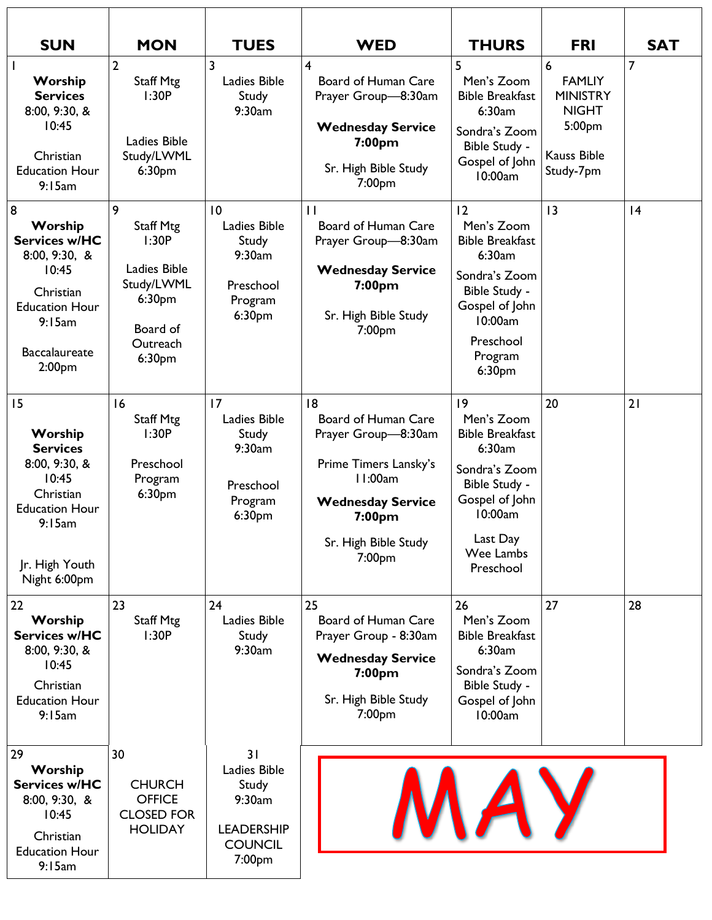# MAY

| SUN | MON | TUES | WED | THURS | FRI | SAT |
|---|---|---|---|---|---|---|
| 1 **Worship Services** 8:00, 9:30, & 10:45 Christian Education Hour 9:15am | 2 Staff Mtg 1:30P Ladies Bible Study/LWML 6:30pm | 3 Ladies Bible Study 9:30am | 4 Board of Human Care Prayer Group—8:30am **Wednesday Service 7:00pm** Sr. High Bible Study 7:00pm | 5 Men's Zoom Bible Breakfast 6:30am Sondra's Zoom Bible Study - Gospel of John 10:00am | 6 FAMLIY MINISTRY NIGHT 5:00pm Kauss Bible Study-7pm | 7 |
| 8 **Worship Services w/HC** 8:00, 9:30, & 10:45 Christian Education Hour 9:15am Baccalaureate 2:00pm | 9 Staff Mtg 1:30P Ladies Bible Study/LWML 6:30pm Board of Outreach 6:30pm | 10 Ladies Bible Study 9:30am Preschool Program 6:30pm | 11 Board of Human Care Prayer Group—8:30am **Wednesday Service 7:00pm** Sr. High Bible Study 7:00pm | 12 Men's Zoom Bible Breakfast 6:30am Sondra's Zoom Bible Study - Gospel of John 10:00am Preschool Program 6:30pm | 13 | 14 |
| 15 **Worship Services** 8:00, 9:30, & 10:45 Christian Education Hour 9:15am Jr. High Youth Night 6:00pm | 16 Staff Mtg 1:30P Preschool Program 6:30pm | 17 Ladies Bible Study 9:30am Preschool Program 6:30pm | 18 Board of Human Care Prayer Group—8:30am Prime Timers Lansky's 11:00am **Wednesday Service 7:00pm** Sr. High Bible Study 7:00pm | 19 Men's Zoom Bible Breakfast 6:30am Sondra's Zoom Bible Study - Gospel of John 10:00am Last Day Wee Lambs Preschool | 20 | 21 |
| 22 **Worship Services w/HC** 8:00, 9:30, & 10:45 Christian Education Hour 9:15am | 23 Staff Mtg 1:30P | 24 Ladies Bible Study 9:30am | 25 Board of Human Care Prayer Group - 8:30am **Wednesday Service 7:00pm** Sr. High Bible Study 7:00pm | 26 Men's Zoom Bible Breakfast 6:30am Sondra's Zoom Bible Study - Gospel of John 10:00am | 27 | 28 |
| 29 **Worship Services w/HC** 8:00, 9:30, & 10:45 Christian Education Hour 9:15am | 30 CHURCH OFFICE CLOSED FOR HOLIDAY | 31 Ladies Bible Study 9:30am LEADERSHIP COUNCIL 7:00pm | | | | |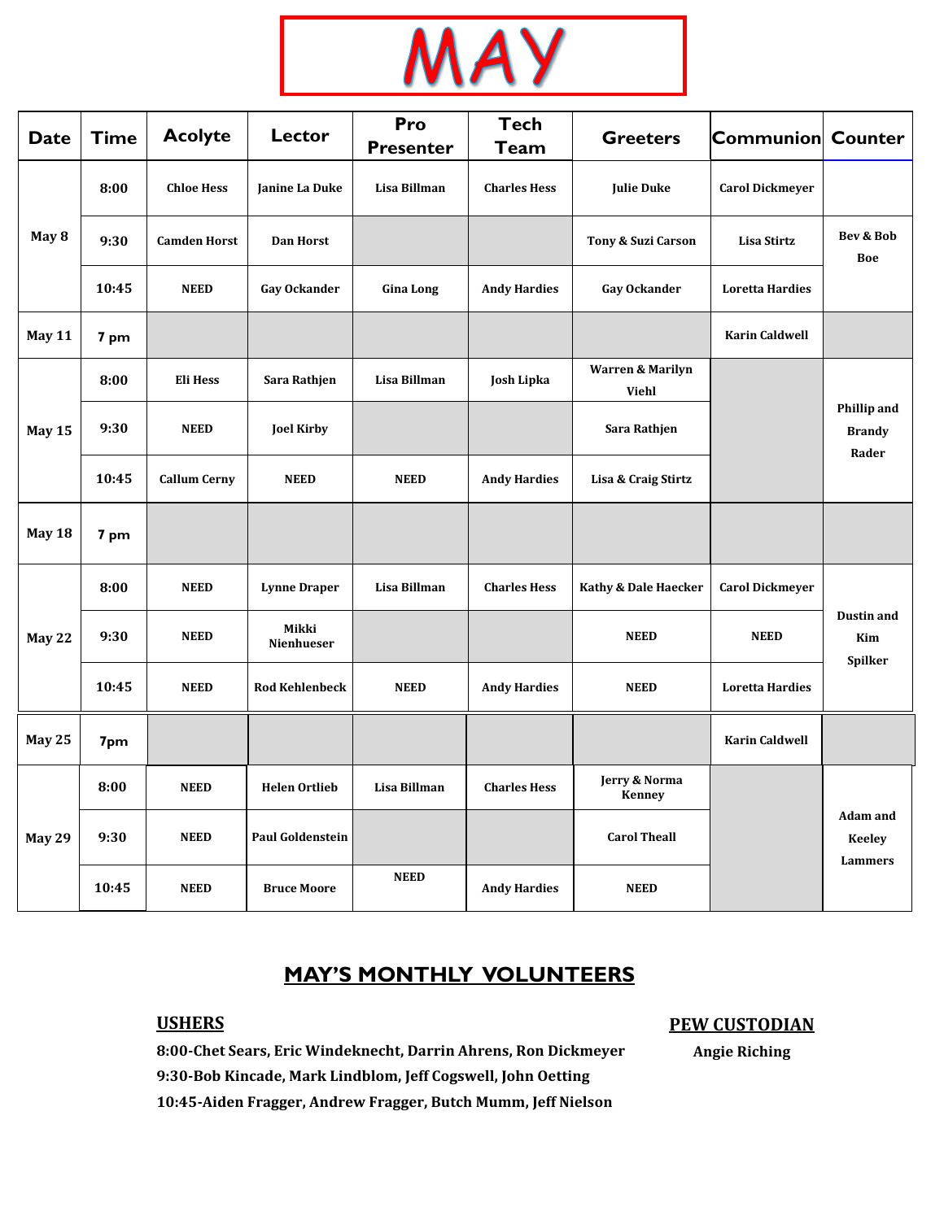# MAY

| Date | Time | Acolyte | Lector | Pro Presenter | Tech Team | Greeters | Communion | Counter |
|---|---|---|---|---|---|---|---|---|
| May 8 | 8:00 | Chloe Hess | Janine La Duke | Lisa Billman | Charles Hess | Julie Duke | Carol Dickmeyer | |
| | 9:30 | Camden Horst | Dan Horst | | | Tony & Suzi Carson | Lisa Stirtz | Bev & Bob Boe |
| | 10:45 | NEED | Gay Ockander | Gina Long | Andy Hardies | Gay Ockander | Loretta Hardies | |
| May 11 | 7 pm | | | | | | Karin Caldwell | |
| May 15 | 8:00 | Eli Hess | Sara Rathjen | Lisa Billman | Josh Lipka | Warren & Marilyn Viehl | | Phillip and Brandy Rader |
| | 9:30 | NEED | Joel Kirby | | | Sara Rathjen | | |
| | 10:45 | Callum Cerny | NEED | NEED | Andy Hardies | Lisa & Craig Stirtz | | |
| May 18 | 7 pm | | | | | | | |
| May 22 | 8:00 | NEED | Lynne Draper | Lisa Billman | Charles Hess | Kathy & Dale Haecker | Carol Dickmeyer | Dustin and Kim Spilker |
| | 9:30 | NEED | Mikki Nienhueser | | | NEED | NEED | |
| | 10:45 | NEED | Rod Kehlenbeck | NEED | Andy Hardies | NEED | Loretta Hardies | |
| May 25 | 7pm | | | | | | Karin Caldwell | |
| May 29 | 8:00 | NEED | Helen Ortlieb | Lisa Billman | Charles Hess | Jerry & Norma Kenney | | Adam and Keeley Lammers |
| | 9:30 | NEED | Paul Goldenstein | | | Carol Theall | | |
| | 10:45 | NEED | Bruce Moore | NEED | Andy Hardies | NEED | | |

## MAY'S MONTHLY VOLUNTEERS

**USHERS**

**8:00-Chet Sears, Eric Windeknecht, Darrin Ahrens, Ron Dickmeyer**
**9:30-Bob Kincade, Mark Lindblom, Jeff Cogswell, John Oetting**
**10:45-Aiden Fragger, Andrew Fragger, Butch Mumm, Jeff Nielson**

**PEW CUSTODIAN**

**Angie Riching**